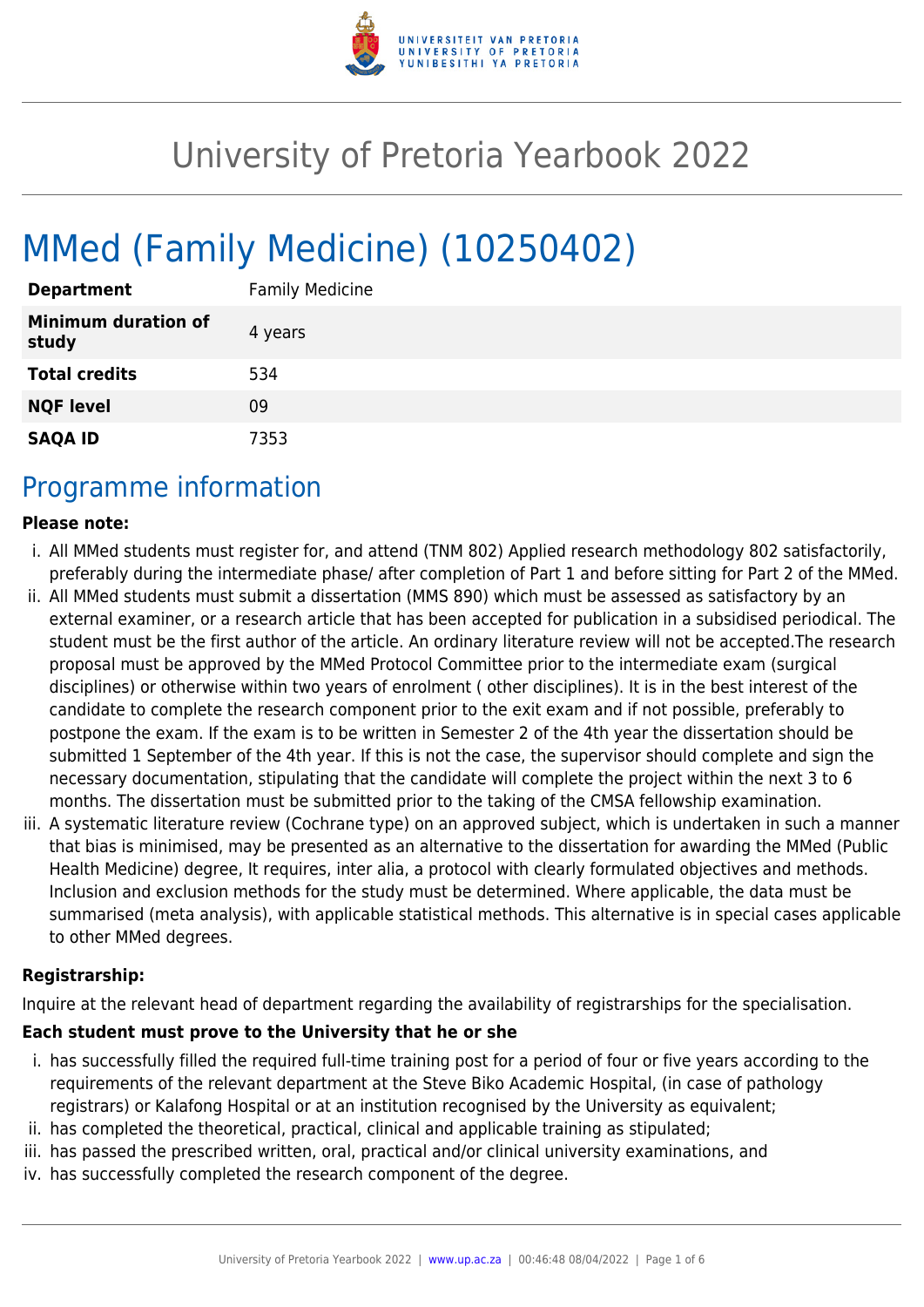# University of Pretoria Yearbook 2022

# MMed (Family Medicine) (10250402)

| | |
|---|---|
| **Department** | Family Medicine |
| **Minimum duration of study** | 4 years |
| **Total credits** | 534 |
| **NQF level** | 09 |
| **SAQA ID** | 7353 |

## Programme information

**Please note:**

i. All MMed students must register for, and attend (TNM 802) Applied research methodology 802 satisfactorily, preferably during the intermediate phase/ after completion of Part 1 and before sitting for Part 2 of the MMed.

ii. All MMed students must submit a dissertation (MMS 890) which must be assessed as satisfactory by an external examiner, or a research article that has been accepted for publication in a subsidised periodical. The student must be the first author of the article. An ordinary literature review will not be accepted.The research proposal must be approved by the MMed Protocol Committee prior to the intermediate exam (surgical disciplines) or otherwise within two years of enrolment ( other disciplines). It is in the best interest of the candidate to complete the research component prior to the exit exam and if not possible, preferably to postpone the exam. If the exam is to be written in Semester 2 of the 4th year the dissertation should be submitted 1 September of the 4th year. If this is not the case, the supervisor should complete and sign the necessary documentation, stipulating that the candidate will complete the project within the next 3 to 6 months. The dissertation must be submitted prior to the taking of the CMSA fellowship examination.

iii. A systematic literature review (Cochrane type) on an approved subject, which is undertaken in such a manner that bias is minimised, may be presented as an alternative to the dissertation for awarding the MMed (Public Health Medicine) degree, It requires, inter alia, a protocol with clearly formulated objectives and methods. Inclusion and exclusion methods for the study must be determined. Where applicable, the data must be summarised (meta analysis), with applicable statistical methods. This alternative is in special cases applicable to other MMed degrees.

**Registrarship:**

Inquire at the relevant head of department regarding the availability of registrarships for the specialisation.

**Each student must prove to the University that he or she**

i. has successfully filled the required full-time training post for a period of four or five years according to the requirements of the relevant department at the Steve Biko Academic Hospital, (in case of pathology registrars) or Kalafong Hospital or at an institution recognised by the University as equivalent;

ii. has completed the theoretical, practical, clinical and applicable training as stipulated;

iii. has passed the prescribed written, oral, practical and/or clinical university examinations, and

iv. has successfully completed the research component of the degree.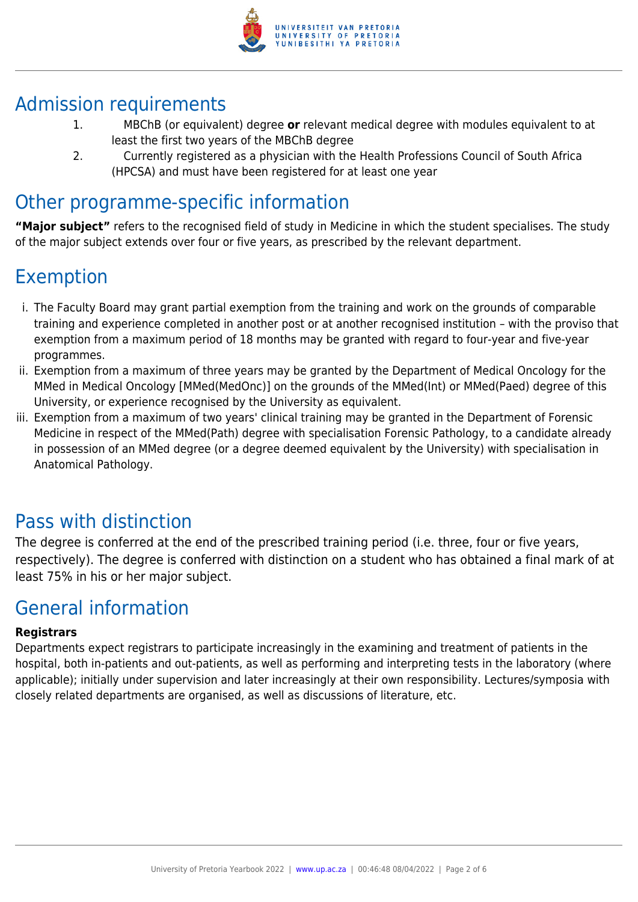## Admission requirements

1. MBChB (or equivalent) degree **or** relevant medical degree with modules equivalent to at least the first two years of the MBChB degree
2. Currently registered as a physician with the Health Professions Council of South Africa (HPCSA) and must have been registered for at least one year

## Other programme-specific information

**"Major subject"** refers to the recognised field of study in Medicine in which the student specialises. The study of the major subject extends over four or five years, as prescribed by the relevant department.

## Exemption

i. The Faculty Board may grant partial exemption from the training and work on the grounds of comparable training and experience completed in another post or at another recognised institution – with the proviso that exemption from a maximum period of 18 months may be granted with regard to four-year and five-year programmes.

ii. Exemption from a maximum of three years may be granted by the Department of Medical Oncology for the MMed in Medical Oncology [MMed(MedOnc)] on the grounds of the MMed(Int) or MMed(Paed) degree of this University, or experience recognised by the University as equivalent.

iii. Exemption from a maximum of two years' clinical training may be granted in the Department of Forensic Medicine in respect of the MMed(Path) degree with specialisation Forensic Pathology, to a candidate already in possession of an MMed degree (or a degree deemed equivalent by the University) with specialisation in Anatomical Pathology.

## Pass with distinction

The degree is conferred at the end of the prescribed training period (i.e. three, four or five years, respectively). The degree is conferred with distinction on a student who has obtained a final mark of at least 75% in his or her major subject.

## General information

**Registrars**

Departments expect registrars to participate increasingly in the examining and treatment of patients in the hospital, both in-patients and out-patients, as well as performing and interpreting tests in the laboratory (where applicable); initially under supervision and later increasingly at their own responsibility. Lectures/symposia with closely related departments are organised, as well as discussions of literature, etc.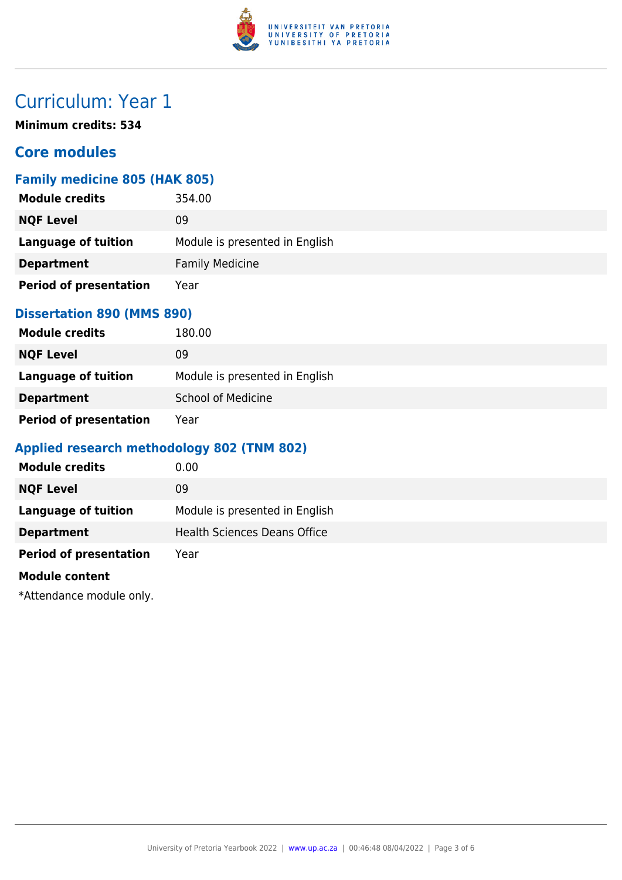# Curriculum: Year 1

**Minimum credits: 534**

## Core modules

### Family medicine 805 (HAK 805)

| | |
|---|---|
| **Module credits** | 354.00 |
| **NQF Level** | 09 |
| **Language of tuition** | Module is presented in English |
| **Department** | Family Medicine |
| **Period of presentation** | Year |

### Dissertation 890 (MMS 890)

| | |
|---|---|
| **Module credits** | 180.00 |
| **NQF Level** | 09 |
| **Language of tuition** | Module is presented in English |
| **Department** | School of Medicine |
| **Period of presentation** | Year |

### Applied research methodology 802 (TNM 802)

| | |
|---|---|
| **Module credits** | 0.00 |
| **NQF Level** | 09 |
| **Language of tuition** | Module is presented in English |
| **Department** | Health Sciences Deans Office |
| **Period of presentation** | Year |

**Module content**

*Attendance module only.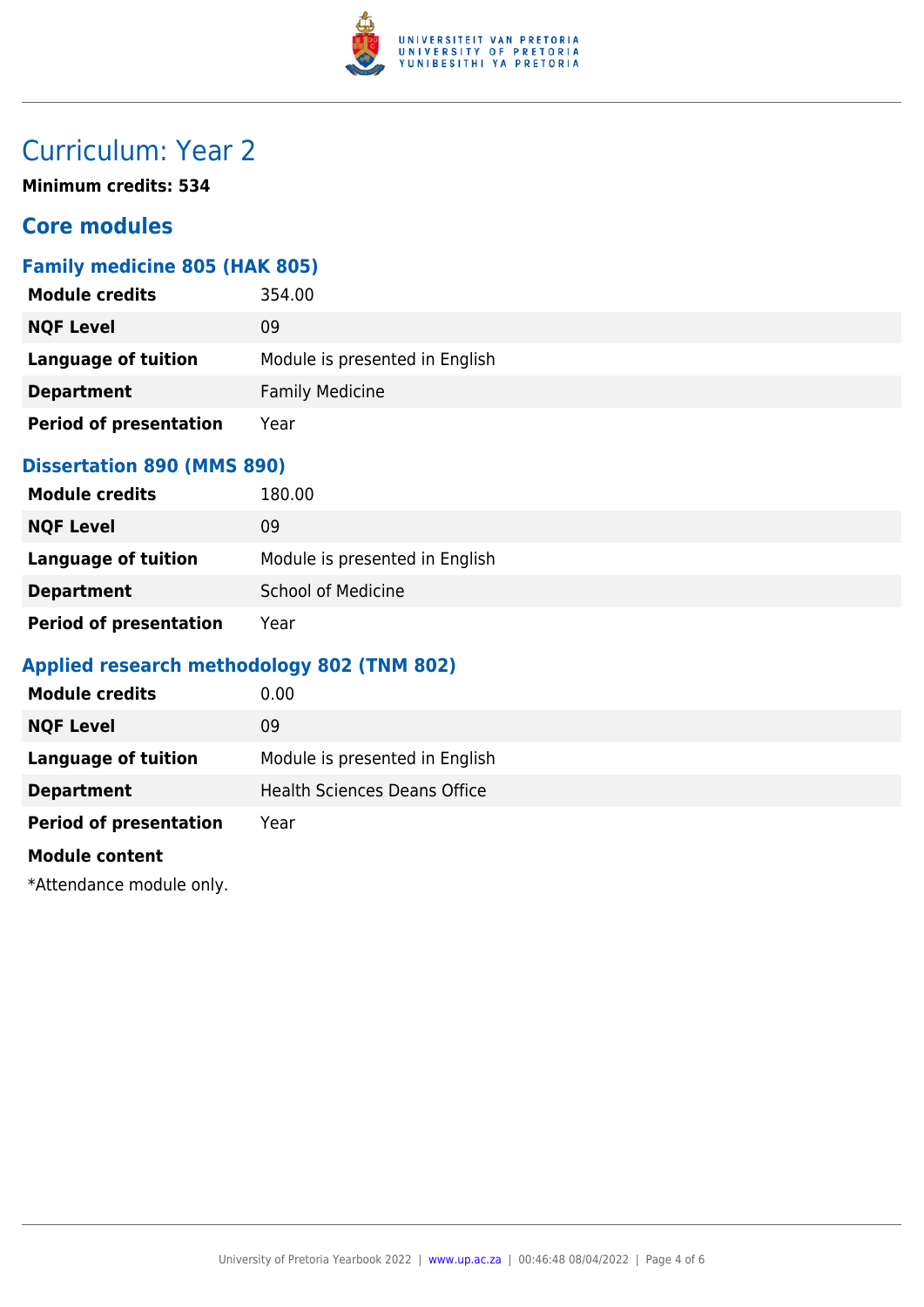# Curriculum: Year 2

**Minimum credits: 534**

## Core modules

### Family medicine 805 (HAK 805)

| **Module credits** | 354.00 |
|---|---|
| **NQF Level** | 09 |
| **Language of tuition** | Module is presented in English |
| **Department** | Family Medicine |
| **Period of presentation** | Year |

### Dissertation 890 (MMS 890)

| **Module credits** | 180.00 |
|---|---|
| **NQF Level** | 09 |
| **Language of tuition** | Module is presented in English |
| **Department** | School of Medicine |
| **Period of presentation** | Year |

### Applied research methodology 802 (TNM 802)

| **Module credits** | 0.00 |
|---|---|
| **NQF Level** | 09 |
| **Language of tuition** | Module is presented in English |
| **Department** | Health Sciences Deans Office |
| **Period of presentation** | Year |

**Module content**

*Attendance module only.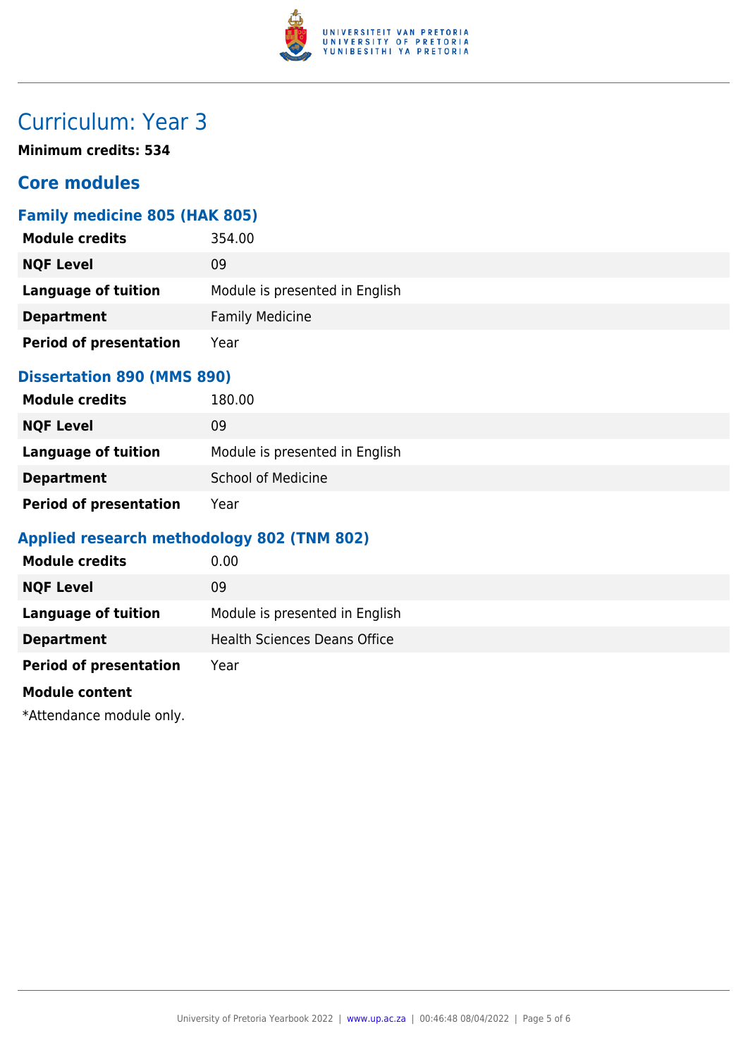# Curriculum: Year 3

**Minimum credits: 534**

## Core modules

### Family medicine 805 (HAK 805)

| | |
|---|---|
| **Module credits** | 354.00 |
| **NQF Level** | 09 |
| **Language of tuition** | Module is presented in English |
| **Department** | Family Medicine |
| **Period of presentation** | Year |

### Dissertation 890 (MMS 890)

| | |
|---|---|
| **Module credits** | 180.00 |
| **NQF Level** | 09 |
| **Language of tuition** | Module is presented in English |
| **Department** | School of Medicine |
| **Period of presentation** | Year |

### Applied research methodology 802 (TNM 802)

| | |
|---|---|
| **Module credits** | 0.00 |
| **NQF Level** | 09 |
| **Language of tuition** | Module is presented in English |
| **Department** | Health Sciences Deans Office |
| **Period of presentation** | Year |

**Module content**

*Attendance module only.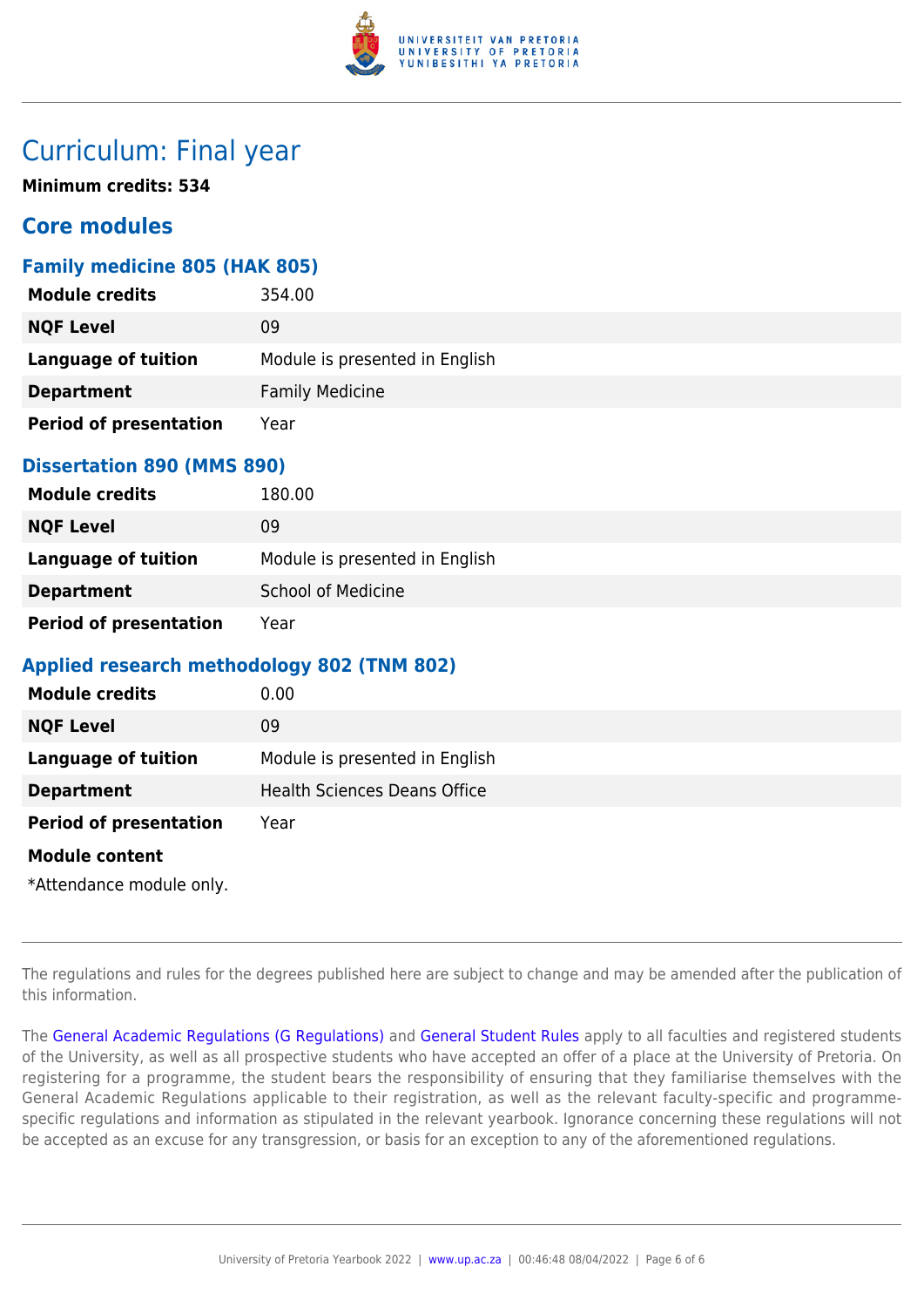# Curriculum: Final year

**Minimum credits: 534**

## Core modules

### Family medicine 805 (HAK 805)

| | |
|---|---|
| **Module credits** | 354.00 |
| **NQF Level** | 09 |
| **Language of tuition** | Module is presented in English |
| **Department** | Family Medicine |
| **Period of presentation** | Year |

### Dissertation 890 (MMS 890)

| | |
|---|---|
| **Module credits** | 180.00 |
| **NQF Level** | 09 |
| **Language of tuition** | Module is presented in English |
| **Department** | School of Medicine |
| **Period of presentation** | Year |

### Applied research methodology 802 (TNM 802)

| | |
|---|---|
| **Module credits** | 0.00 |
| **NQF Level** | 09 |
| **Language of tuition** | Module is presented in English |
| **Department** | Health Sciences Deans Office |
| **Period of presentation** | Year |

**Module content**

*Attendance module only.

---

The regulations and rules for the degrees published here are subject to change and may be amended after the publication of this information.

The General Academic Regulations (G Regulations) and General Student Rules apply to all faculties and registered students of the University, as well as all prospective students who have accepted an offer of a place at the University of Pretoria. On registering for a programme, the student bears the responsibility of ensuring that they familiarise themselves with the General Academic Regulations applicable to their registration, as well as the relevant faculty-specific and programme-specific regulations and information as stipulated in the relevant yearbook. Ignorance concerning these regulations will not be accepted as an excuse for any transgression, or basis for an exception to any of the aforementioned regulations.